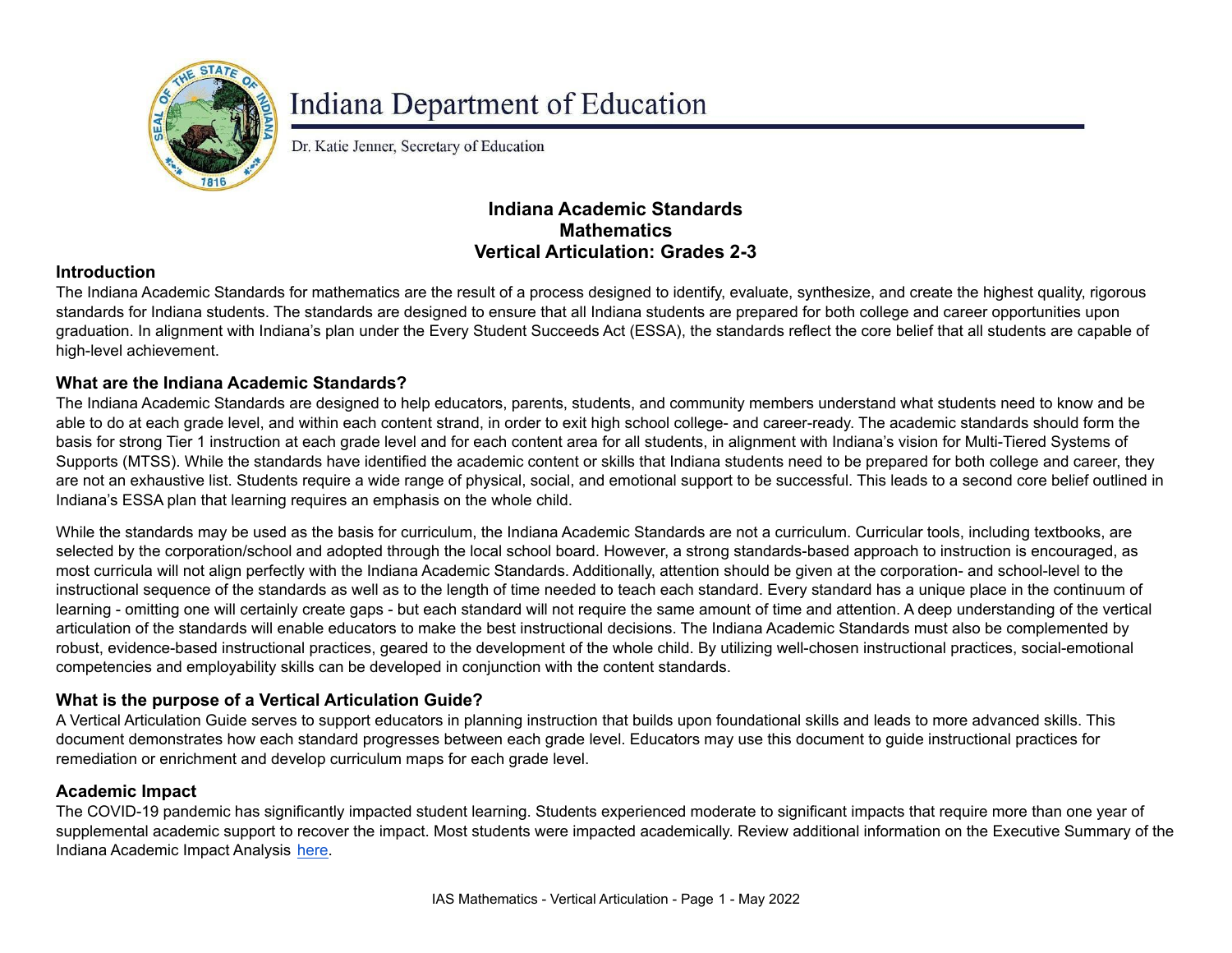Indiana Department of Education

Dr. Katie Jenner, Secretary of Education

# Indiana Academic Standards
# Mathematics
# Vertical Articulation: Grades 2-3

## Introduction

The Indiana Academic Standards for mathematics are the result of a process designed to identify, evaluate, synthesize, and create the highest quality, rigorous standards for Indiana students. The standards are designed to ensure that all Indiana students are prepared for both college and career opportunities upon graduation. In alignment with Indiana's plan under the Every Student Succeeds Act (ESSA), the standards reflect the core belief that all students are capable of high-level achievement.

## What are the Indiana Academic Standards?

The Indiana Academic Standards are designed to help educators, parents, students, and community members understand what students need to know and be able to do at each grade level, and within each content strand, in order to exit high school college- and career-ready. The academic standards should form the basis for strong Tier 1 instruction at each grade level and for each content area for all students, in alignment with Indiana's vision for Multi-Tiered Systems of Supports (MTSS). While the standards have identified the academic content or skills that Indiana students need to be prepared for both college and career, they are not an exhaustive list. Students require a wide range of physical, social, and emotional support to be successful. This leads to a second core belief outlined in Indiana's ESSA plan that learning requires an emphasis on the whole child.

While the standards may be used as the basis for curriculum, the Indiana Academic Standards are not a curriculum. Curricular tools, including textbooks, are selected by the corporation/school and adopted through the local school board. However, a strong standards-based approach to instruction is encouraged, as most curricula will not align perfectly with the Indiana Academic Standards. Additionally, attention should be given at the corporation- and school-level to the instructional sequence of the standards as well as to the length of time needed to teach each standard. Every standard has a unique place in the continuum of learning - omitting one will certainly create gaps - but each standard will not require the same amount of time and attention. A deep understanding of the vertical articulation of the standards will enable educators to make the best instructional decisions. The Indiana Academic Standards must also be complemented by robust, evidence-based instructional practices, geared to the development of the whole child. By utilizing well-chosen instructional practices, social-emotional competencies and employability skills can be developed in conjunction with the content standards.

## What is the purpose of a Vertical Articulation Guide?

A Vertical Articulation Guide serves to support educators in planning instruction that builds upon foundational skills and leads to more advanced skills. This document demonstrates how each standard progresses between each grade level. Educators may use this document to guide instructional practices for remediation or enrichment and develop curriculum maps for each grade level.

## Academic Impact

The COVID-19 pandemic has significantly impacted student learning. Students experienced moderate to significant impacts that require more than one year of supplemental academic support to recover the impact. Most students were impacted academically. Review additional information on the Executive Summary of the Indiana Academic Impact Analysis here.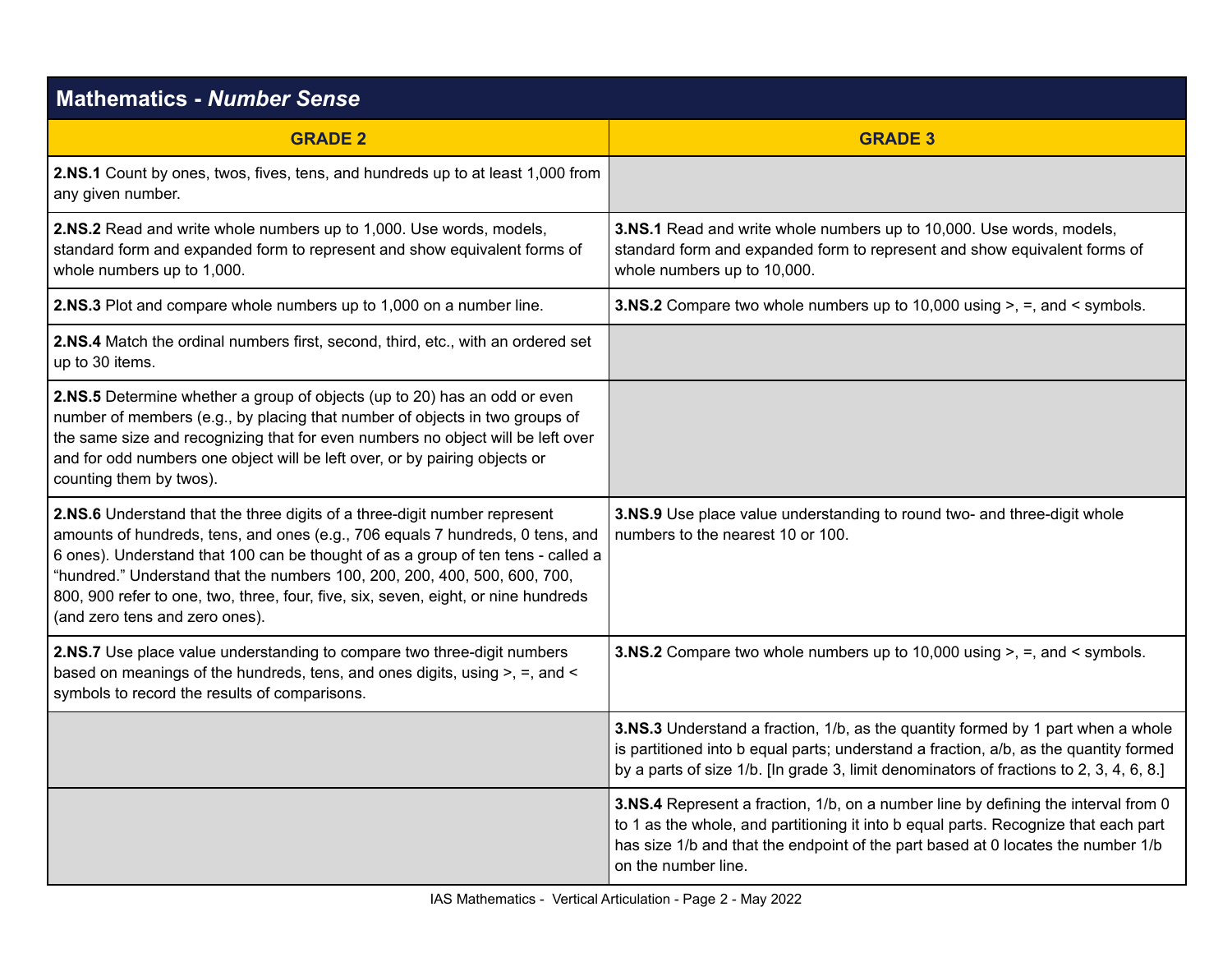| **Mathematics - *Number Sense*** | |
|---|---|
| **GRADE 2** | **GRADE 3** |
| **2.NS.1** Count by ones, twos, fives, tens, and hundreds up to at least 1,000 from any given number. | |
| **2.NS.2** Read and write whole numbers up to 1,000. Use words, models, standard form and expanded form to represent and show equivalent forms of whole numbers up to 1,000. | **3.NS.1** Read and write whole numbers up to 10,000. Use words, models, standard form and expanded form to represent and show equivalent forms of whole numbers up to 10,000. |
| **2.NS.3** Plot and compare whole numbers up to 1,000 on a number line. | **3.NS.2** Compare two whole numbers up to 10,000 using >, =, and < symbols. |
| **2.NS.4** Match the ordinal numbers first, second, third, etc., with an ordered set up to 30 items. | |
| **2.NS.5** Determine whether a group of objects (up to 20) has an odd or even number of members (e.g., by placing that number of objects in two groups of the same size and recognizing that for even numbers no object will be left over and for odd numbers one object will be left over, or by pairing objects or counting them by twos). | |
| **2.NS.6** Understand that the three digits of a three-digit number represent amounts of hundreds, tens, and ones (e.g., 706 equals 7 hundreds, 0 tens, and 6 ones). Understand that 100 can be thought of as a group of ten tens - called a "hundred." Understand that the numbers 100, 200, 200, 400, 500, 600, 700, 800, 900 refer to one, two, three, four, five, six, seven, eight, or nine hundreds (and zero tens and zero ones). | **3.NS.9** Use place value understanding to round two- and three-digit whole numbers to the nearest 10 or 100. |
| **2.NS.7** Use place value understanding to compare two three-digit numbers based on meanings of the hundreds, tens, and ones digits, using >, =, and < symbols to record the results of comparisons. | **3.NS.2** Compare two whole numbers up to 10,000 using >, =, and < symbols. |
| | **3.NS.3** Understand a fraction, 1/b, as the quantity formed by 1 part when a whole is partitioned into b equal parts; understand a fraction, a/b, as the quantity formed by a parts of size 1/b. [In grade 3, limit denominators of fractions to 2, 3, 4, 6, 8.] |
| | **3.NS.4** Represent a fraction, 1/b, on a number line by defining the interval from 0 to 1 as the whole, and partitioning it into b equal parts. Recognize that each part has size 1/b and that the endpoint of the part based at 0 locates the number 1/b on the number line. |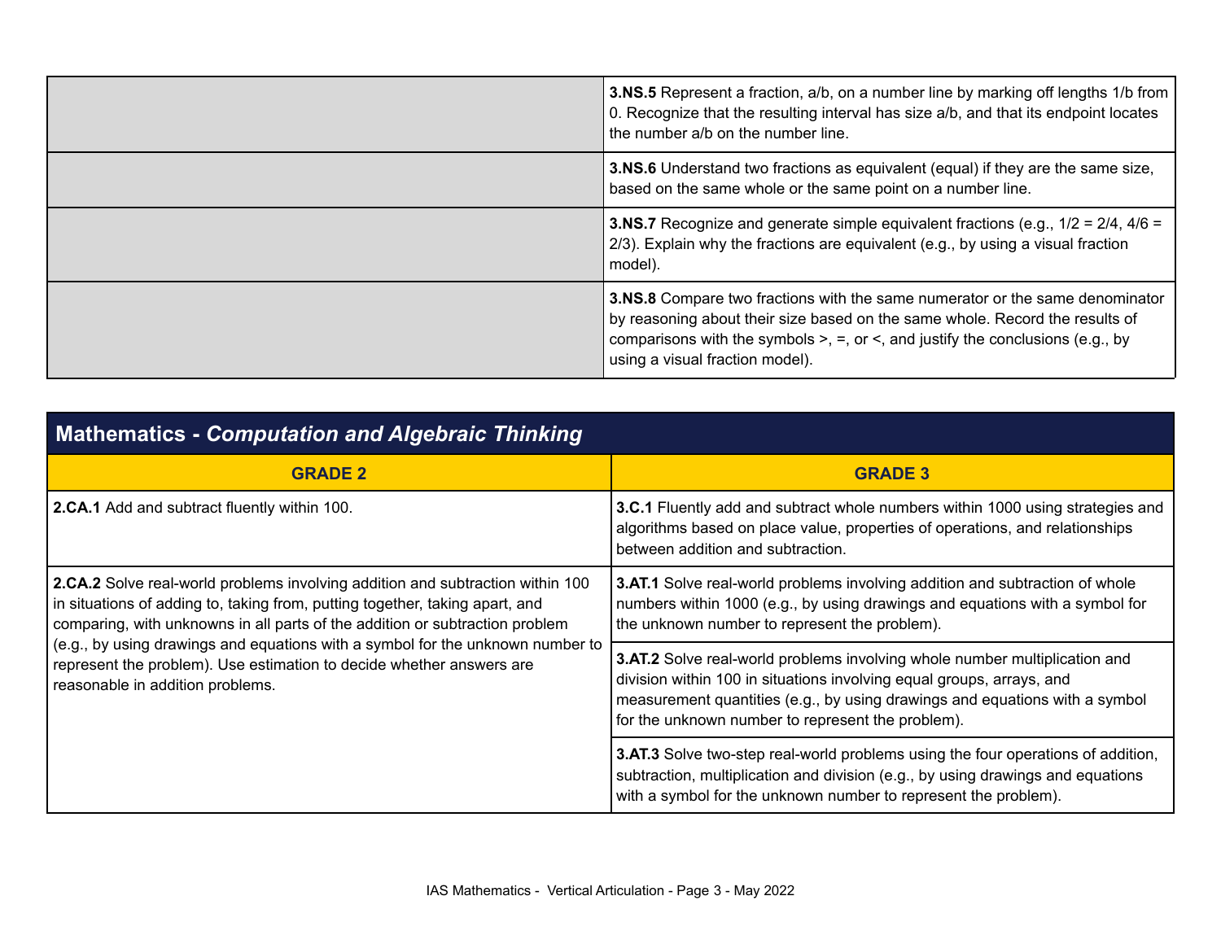| | |
|---|---|
| | **3.NS.5** Represent a fraction, a/b, on a number line by marking off lengths 1/b from 0. Recognize that the resulting interval has size a/b, and that its endpoint locates the number a/b on the number line. |
| | **3.NS.6** Understand two fractions as equivalent (equal) if they are the same size, based on the same whole or the same point on a number line. |
| | **3.NS.7** Recognize and generate simple equivalent fractions (e.g., 1/2 = 2/4, 4/6 = 2/3). Explain why the fractions are equivalent (e.g., by using a visual fraction model). |
| | **3.NS.8** Compare two fractions with the same numerator or the same denominator by reasoning about their size based on the same whole. Record the results of comparisons with the symbols >, =, or <, and justify the conclusions (e.g., by using a visual fraction model). |

## Mathematics - *Computation and Algebraic Thinking*

| GRADE 2 | GRADE 3 |
|---|---|
| **2.CA.1** Add and subtract fluently within 100. | **3.C.1** Fluently add and subtract whole numbers within 1000 using strategies and algorithms based on place value, properties of operations, and relationships between addition and subtraction. |
| **2.CA.2** Solve real-world problems involving addition and subtraction within 100 in situations of adding to, taking from, putting together, taking apart, and comparing, with unknowns in all parts of the addition or subtraction problem (e.g., by using drawings and equations with a symbol for the unknown number to represent the problem). Use estimation to decide whether answers are reasonable in addition problems. | **3.AT.1** Solve real-world problems involving addition and subtraction of whole numbers within 1000 (e.g., by using drawings and equations with a symbol for the unknown number to represent the problem). |
| | **3.AT.2** Solve real-world problems involving whole number multiplication and division within 100 in situations involving equal groups, arrays, and measurement quantities (e.g., by using drawings and equations with a symbol for the unknown number to represent the problem). |
| | **3.AT.3** Solve two-step real-world problems using the four operations of addition, subtraction, multiplication and division (e.g., by using drawings and equations with a symbol for the unknown number to represent the problem). |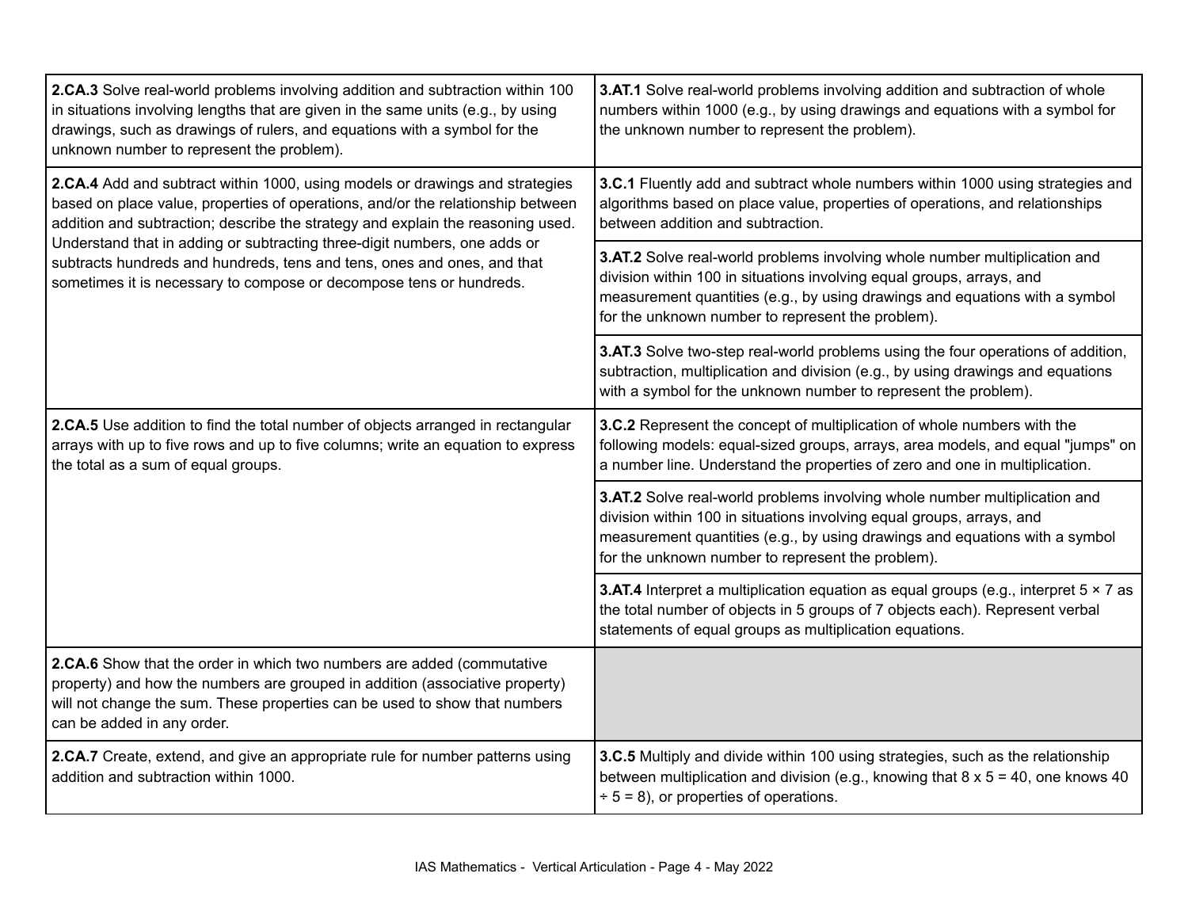| Grade 2 | Grade 3 |
|---|---|
| **2.CA.3** Solve real-world problems involving addition and subtraction within 100 in situations involving lengths that are given in the same units (e.g., by using drawings, such as drawings of rulers, and equations with a symbol for the unknown number to represent the problem). | **3.AT.1** Solve real-world problems involving addition and subtraction of whole numbers within 1000 (e.g., by using drawings and equations with a symbol for the unknown number to represent the problem). |
| **2.CA.4** Add and subtract within 1000, using models or drawings and strategies based on place value, properties of operations, and/or the relationship between addition and subtraction; describe the strategy and explain the reasoning used. Understand that in adding or subtracting three-digit numbers, one adds or subtracts hundreds and hundreds, tens and tens, ones and ones, and that sometimes it is necessary to compose or decompose tens or hundreds. | **3.C.1** Fluently add and subtract whole numbers within 1000 using strategies and algorithms based on place value, properties of operations, and relationships between addition and subtraction. |
| | **3.AT.2** Solve real-world problems involving whole number multiplication and division within 100 in situations involving equal groups, arrays, and measurement quantities (e.g., by using drawings and equations with a symbol for the unknown number to represent the problem). |
| | **3.AT.3** Solve two-step real-world problems using the four operations of addition, subtraction, multiplication and division (e.g., by using drawings and equations with a symbol for the unknown number to represent the problem). |
| **2.CA.5** Use addition to find the total number of objects arranged in rectangular arrays with up to five rows and up to five columns; write an equation to express the total as a sum of equal groups. | **3.C.2** Represent the concept of multiplication of whole numbers with the following models: equal-sized groups, arrays, area models, and equal "jumps" on a number line. Understand the properties of zero and one in multiplication. |
| | **3.AT.2** Solve real-world problems involving whole number multiplication and division within 100 in situations involving equal groups, arrays, and measurement quantities (e.g., by using drawings and equations with a symbol for the unknown number to represent the problem). |
| | **3.AT.4** Interpret a multiplication equation as equal groups (e.g., interpret $5 \times 7$ as the total number of objects in 5 groups of 7 objects each). Represent verbal statements of equal groups as multiplication equations. |
| **2.CA.6** Show that the order in which two numbers are added (commutative property) and how the numbers are grouped in addition (associative property) will not change the sum. These properties can be used to show that numbers can be added in any order. | |
| **2.CA.7** Create, extend, and give an appropriate rule for number patterns using addition and subtraction within 1000. | **3.C.5** Multiply and divide within 100 using strategies, such as the relationship between multiplication and division (e.g., knowing that $8 \times 5 = 40$, one knows $40 \div 5 = 8$), or properties of operations. |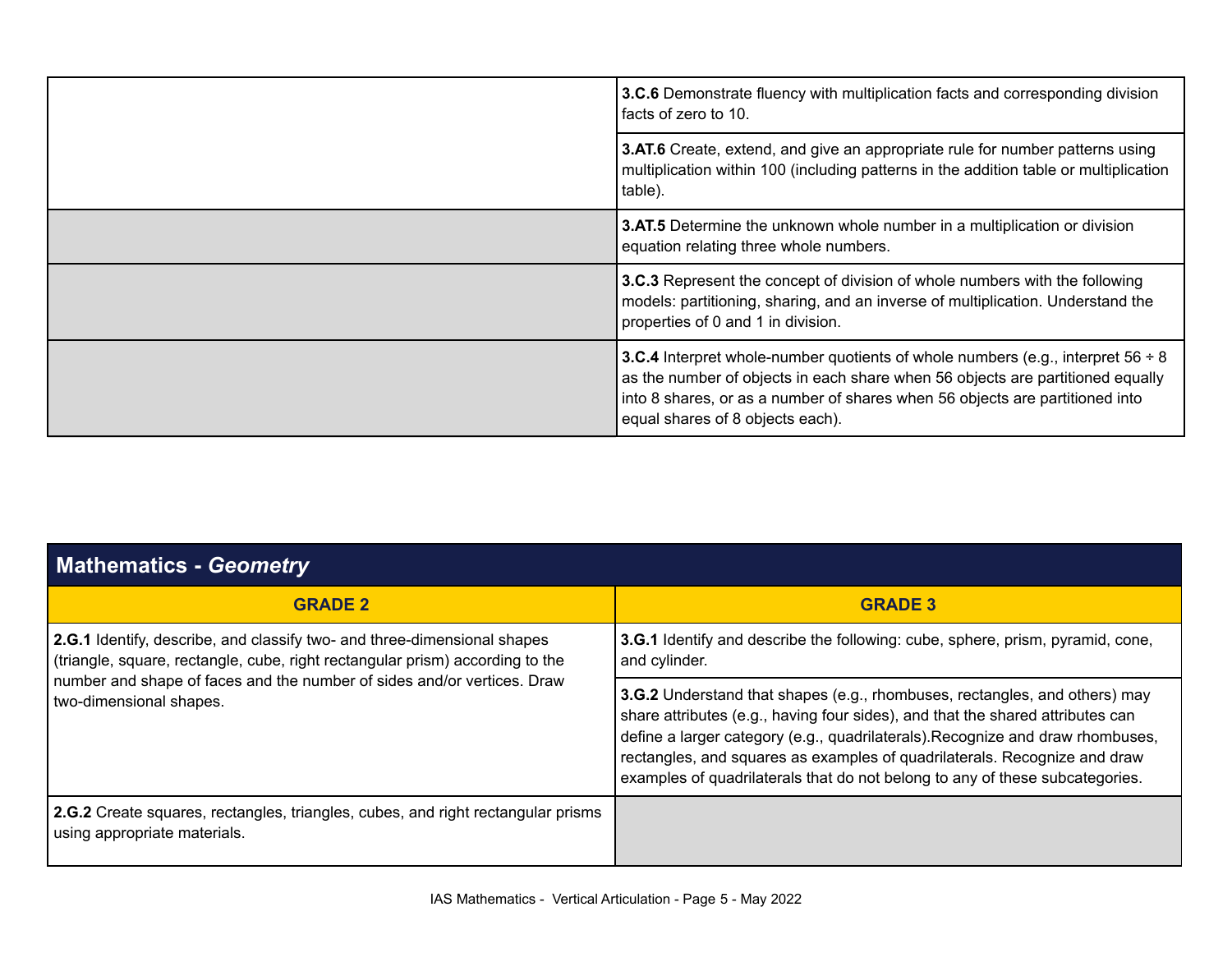| | |
|---|---|
| | **3.C.6** Demonstrate fluency with multiplication facts and corresponding division facts of zero to 10. |
| | **3.AT.6** Create, extend, and give an appropriate rule for number patterns using multiplication within 100 (including patterns in the addition table or multiplication table). |
| | **3.AT.5** Determine the unknown whole number in a multiplication or division equation relating three whole numbers. |
| | **3.C.3** Represent the concept of division of whole numbers with the following models: partitioning, sharing, and an inverse of multiplication. Understand the properties of 0 and 1 in division. |
| | **3.C.4** Interpret whole-number quotients of whole numbers (e.g., interpret 56 ÷ 8 as the number of objects in each share when 56 objects are partitioned equally into 8 shares, or as a number of shares when 56 objects are partitioned into equal shares of 8 objects each). |

## Mathematics - *Geometry*

| GRADE 2 | GRADE 3 |
|---|---|
| **2.G.1** Identify, describe, and classify two- and three-dimensional shapes (triangle, square, rectangle, cube, right rectangular prism) according to the number and shape of faces and the number of sides and/or vertices. Draw two-dimensional shapes. | **3.G.1** Identify and describe the following: cube, sphere, prism, pyramid, cone, and cylinder. |
| | **3.G.2** Understand that shapes (e.g., rhombuses, rectangles, and others) may share attributes (e.g., having four sides), and that the shared attributes can define a larger category (e.g., quadrilaterals).Recognize and draw rhombuses, rectangles, and squares as examples of quadrilaterals. Recognize and draw examples of quadrilaterals that do not belong to any of these subcategories. |
| **2.G.2** Create squares, rectangles, triangles, cubes, and right rectangular prisms using appropriate materials. | |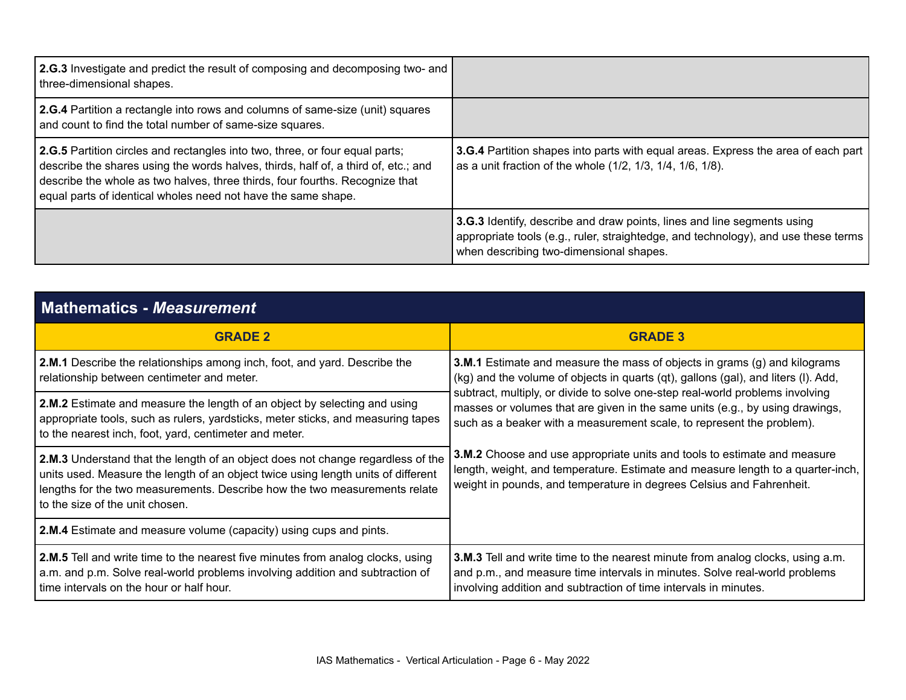| | |
|---|---|
| **2.G.3** Investigate and predict the result of composing and decomposing two- and three-dimensional shapes. | |
| **2.G.4** Partition a rectangle into rows and columns of same-size (unit) squares and count to find the total number of same-size squares. | |
| **2.G.5** Partition circles and rectangles into two, three, or four equal parts; describe the shares using the words halves, thirds, half of, a third of, etc.; and describe the whole as two halves, three thirds, four fourths. Recognize that equal parts of identical wholes need not have the same shape. | **3.G.4** Partition shapes into parts with equal areas. Express the area of each part as a unit fraction of the whole (1/2, 1/3, 1/4, 1/6, 1/8). |
| | **3.G.3** Identify, describe and draw points, lines and line segments using appropriate tools (e.g., ruler, straightedge, and technology), and use these terms when describing two-dimensional shapes. |

## Mathematics - *Measurement*

| GRADE 2 | GRADE 3 |
|---|---|
| **2.M.1** Describe the relationships among inch, foot, and yard. Describe the relationship between centimeter and meter. | **3.M.1** Estimate and measure the mass of objects in grams (g) and kilograms (kg) and the volume of objects in quarts (qt), gallons (gal), and liters (l). Add, subtract, multiply, or divide to solve one-step real-world problems involving masses or volumes that are given in the same units (e.g., by using drawings, such as a beaker with a measurement scale, to represent the problem). **3.M.2** Choose and use appropriate units and tools to estimate and measure length, weight, and temperature. Estimate and measure length to a quarter-inch, weight in pounds, and temperature in degrees Celsius and Fahrenheit. |
| **2.M.2** Estimate and measure the length of an object by selecting and using appropriate tools, such as rulers, yardsticks, meter sticks, and measuring tapes to the nearest inch, foot, yard, centimeter and meter. | |
| **2.M.3** Understand that the length of an object does not change regardless of the units used. Measure the length of an object twice using length units of different lengths for the two measurements. Describe how the two measurements relate to the size of the unit chosen. | |
| **2.M.4** Estimate and measure volume (capacity) using cups and pints. | |
| **2.M.5** Tell and write time to the nearest five minutes from analog clocks, using a.m. and p.m. Solve real-world problems involving addition and subtraction of time intervals on the hour or half hour. | **3.M.3** Tell and write time to the nearest minute from analog clocks, using a.m. and p.m., and measure time intervals in minutes. Solve real-world problems involving addition and subtraction of time intervals in minutes. |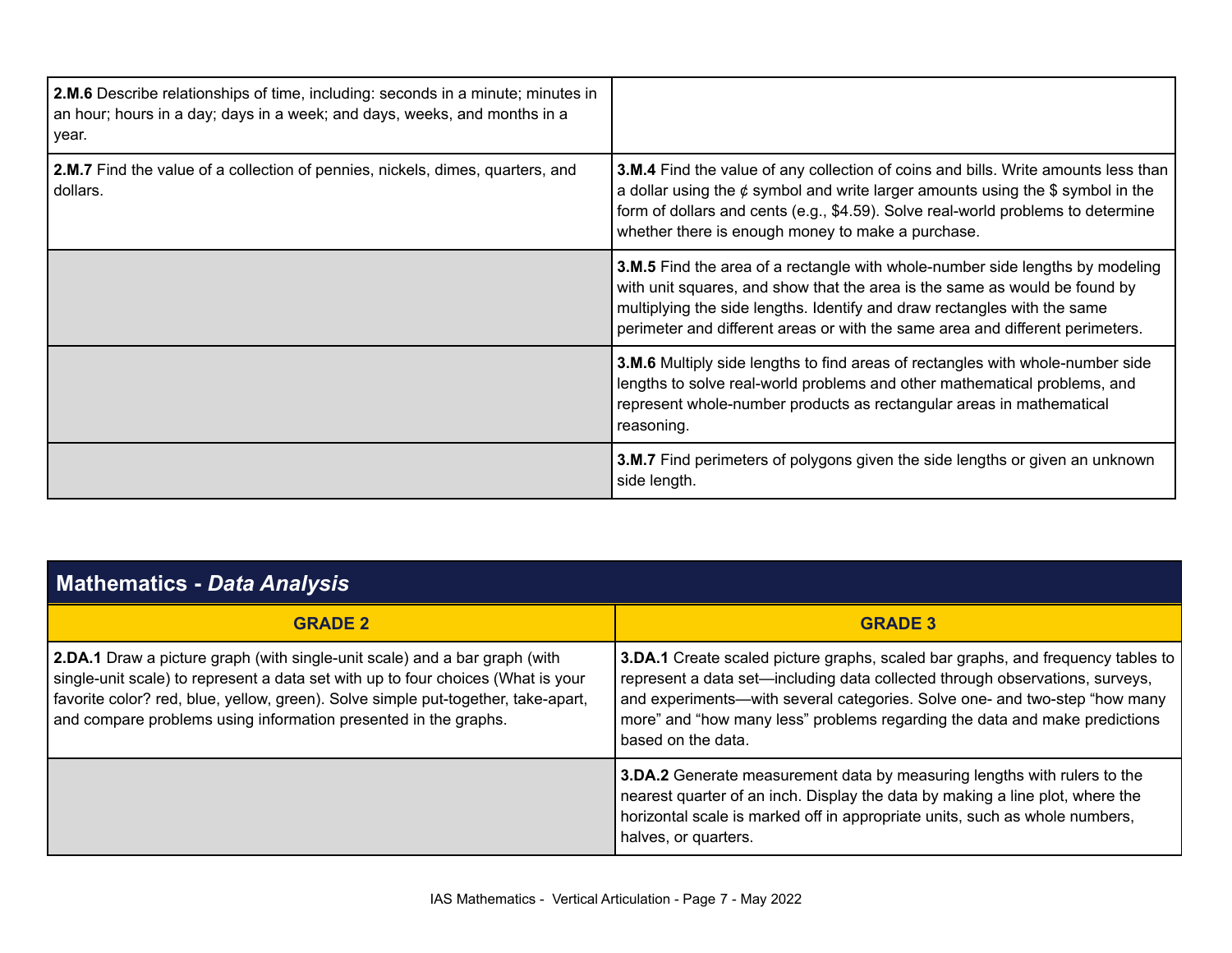| | |
|---|---|
| **2.M.6** Describe relationships of time, including: seconds in a minute; minutes in an hour; hours in a day; days in a week; and days, weeks, and months in a year. | |
| **2.M.7** Find the value of a collection of pennies, nickels, dimes, quarters, and dollars. | **3.M.4** Find the value of any collection of coins and bills. Write amounts less than a dollar using the ¢ symbol and write larger amounts using the $ symbol in the form of dollars and cents (e.g., $4.59). Solve real-world problems to determine whether there is enough money to make a purchase. |
| | **3.M.5** Find the area of a rectangle with whole-number side lengths by modeling with unit squares, and show that the area is the same as would be found by multiplying the side lengths. Identify and draw rectangles with the same perimeter and different areas or with the same area and different perimeters. |
| | **3.M.6** Multiply side lengths to find areas of rectangles with whole-number side lengths to solve real-world problems and other mathematical problems, and represent whole-number products as rectangular areas in mathematical reasoning. |
| | **3.M.7** Find perimeters of polygons given the side lengths or given an unknown side length. |

## Mathematics - *Data Analysis*

| GRADE 2 | GRADE 3 |
|---|---|
| **2.DA.1** Draw a picture graph (with single-unit scale) and a bar graph (with single-unit scale) to represent a data set with up to four choices (What is your favorite color? red, blue, yellow, green). Solve simple put-together, take-apart, and compare problems using information presented in the graphs. | **3.DA.1** Create scaled picture graphs, scaled bar graphs, and frequency tables to represent a data set—including data collected through observations, surveys, and experiments—with several categories. Solve one- and two-step "how many more" and "how many less" problems regarding the data and make predictions based on the data. |
| | **3.DA.2** Generate measurement data by measuring lengths with rulers to the nearest quarter of an inch. Display the data by making a line plot, where the horizontal scale is marked off in appropriate units, such as whole numbers, halves, or quarters. |